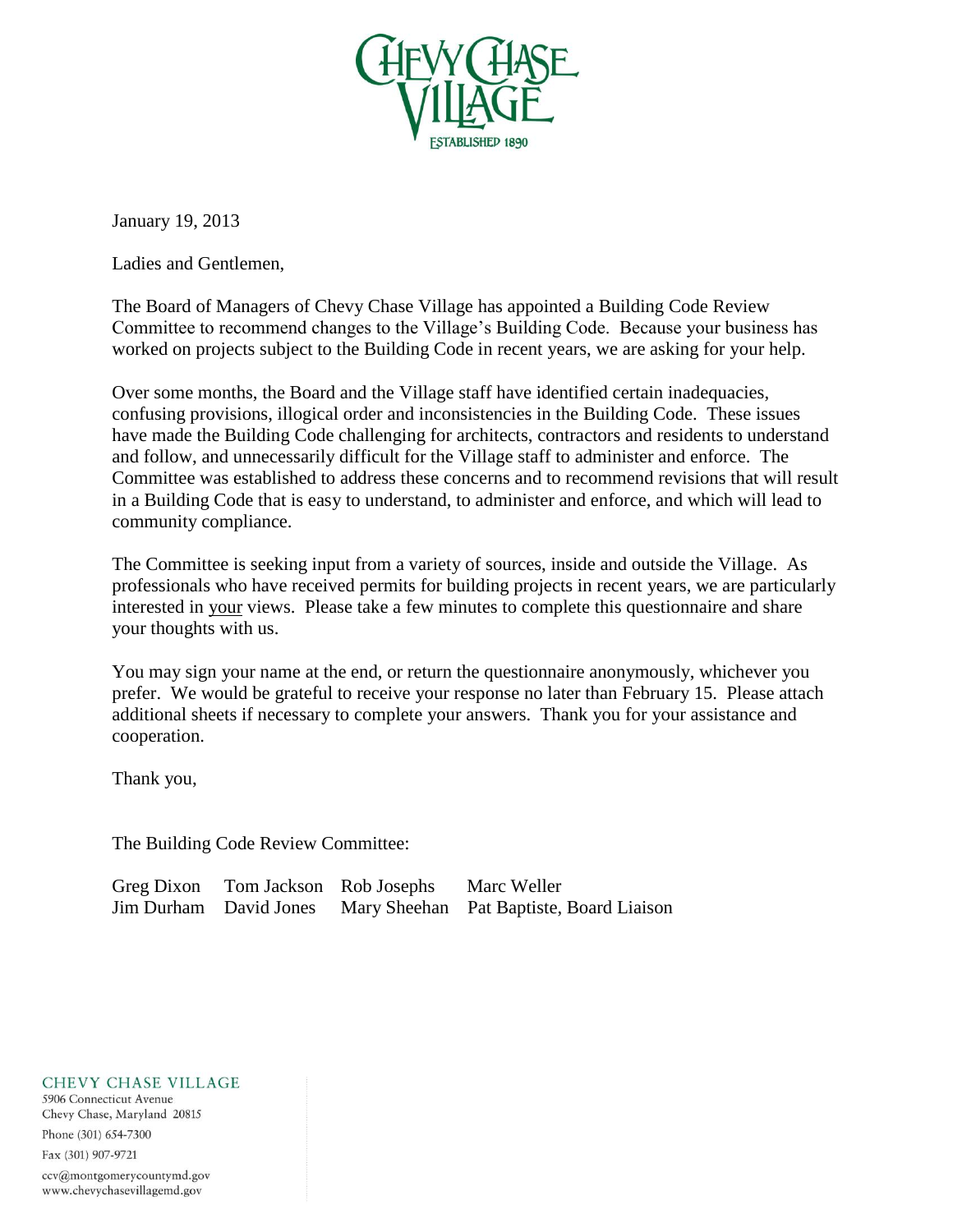# CHEVY CHASE VILLAGE

ESTABLISHED 1890

January 19, 2013

Ladies and Gentlemen,

The Board of Managers of Chevy Chase Village has appointed a Building Code Review Committee to recommend changes to the Village's Building Code. Because your business has worked on projects subject to the Building Code in recent years, we are asking for your help.

Over some months, the Board and the Village staff have identified certain inadequacies, confusing provisions, illogical order and inconsistencies in the Building Code. These issues have made the Building Code challenging for architects, contractors and residents to understand and follow, and unnecessarily difficult for the Village staff to administer and enforce. The Committee was established to address these concerns and to recommend revisions that will result in a Building Code that is easy to understand, to administer and enforce, and which will lead to community compliance.

The Committee is seeking input from a variety of sources, inside and outside the Village. As professionals who have received permits for building projects in recent years, we are particularly interested in your views. Please take a few minutes to complete this questionnaire and share your thoughts with us.

You may sign your name at the end, or return the questionnaire anonymously, whichever you prefer. We would be grateful to receive your response no later than February 15. Please attach additional sheets if necessary to complete your answers. Thank you for your assistance and cooperation.

Thank you,

The Building Code Review Committee:

| | | | |
|---|---|---|---|
| Greg Dixon | Tom Jackson | Rob Josephs | Marc Weller |
| Jim Durham | David Jones | Mary Sheehan | Pat Baptiste, Board Liaison |

CHEVY CHASE VILLAGE
5906 Connecticut Avenue
Chevy Chase, Maryland 20815
Phone (301) 654-7300
Fax (301) 907-9721
ccv@montgomerycountymd.gov
www.chevychasevillagemd.gov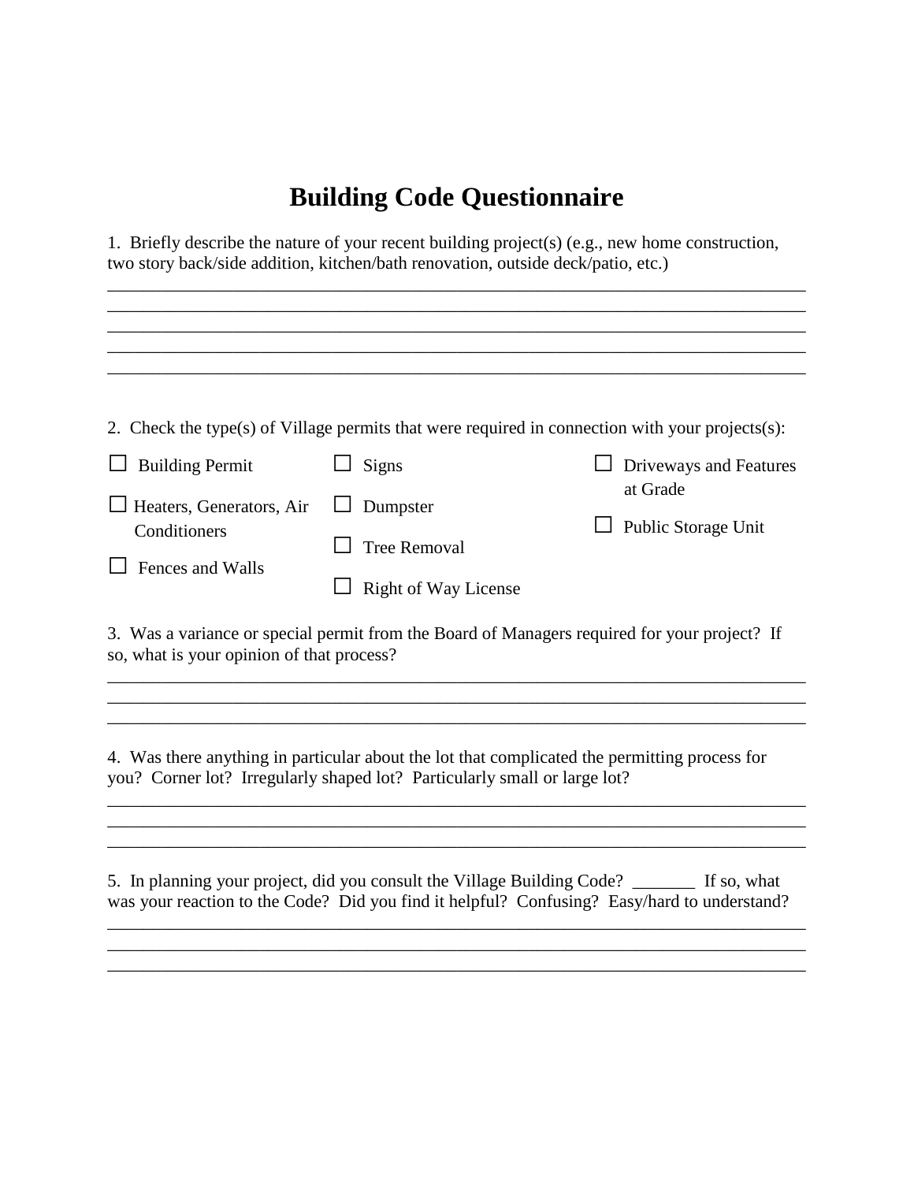# Building Code Questionnaire

1. Briefly describe the nature of your recent building project(s) (e.g., new home construction, two story back/side addition, kitchen/bath renovation, outside deck/patio, etc.)

_______________________________________________________________________________
_______________________________________________________________________________
_______________________________________________________________________________
_______________________________________________________________________________
_______________________________________________________________________________

2. Check the type(s) of Village permits that were required in connection with your projects(s):

☐ Building Permit

☐ Heaters, Generators, Air Conditioners

☐ Fences and Walls

☐ Signs

☐ Dumpster

☐ Tree Removal

☐ Right of Way License

☐ Driveways and Features at Grade

☐ Public Storage Unit

3. Was a variance or special permit from the Board of Managers required for your project? If so, what is your opinion of that process?

_______________________________________________________________________________
_______________________________________________________________________________
_______________________________________________________________________________

4. Was there anything in particular about the lot that complicated the permitting process for you? Corner lot? Irregularly shaped lot? Particularly small or large lot?

_______________________________________________________________________________
_______________________________________________________________________________
_______________________________________________________________________________

5. In planning your project, did you consult the Village Building Code? _______ If so, what was your reaction to the Code? Did you find it helpful? Confusing? Easy/hard to understand?

_______________________________________________________________________________
_______________________________________________________________________________
_______________________________________________________________________________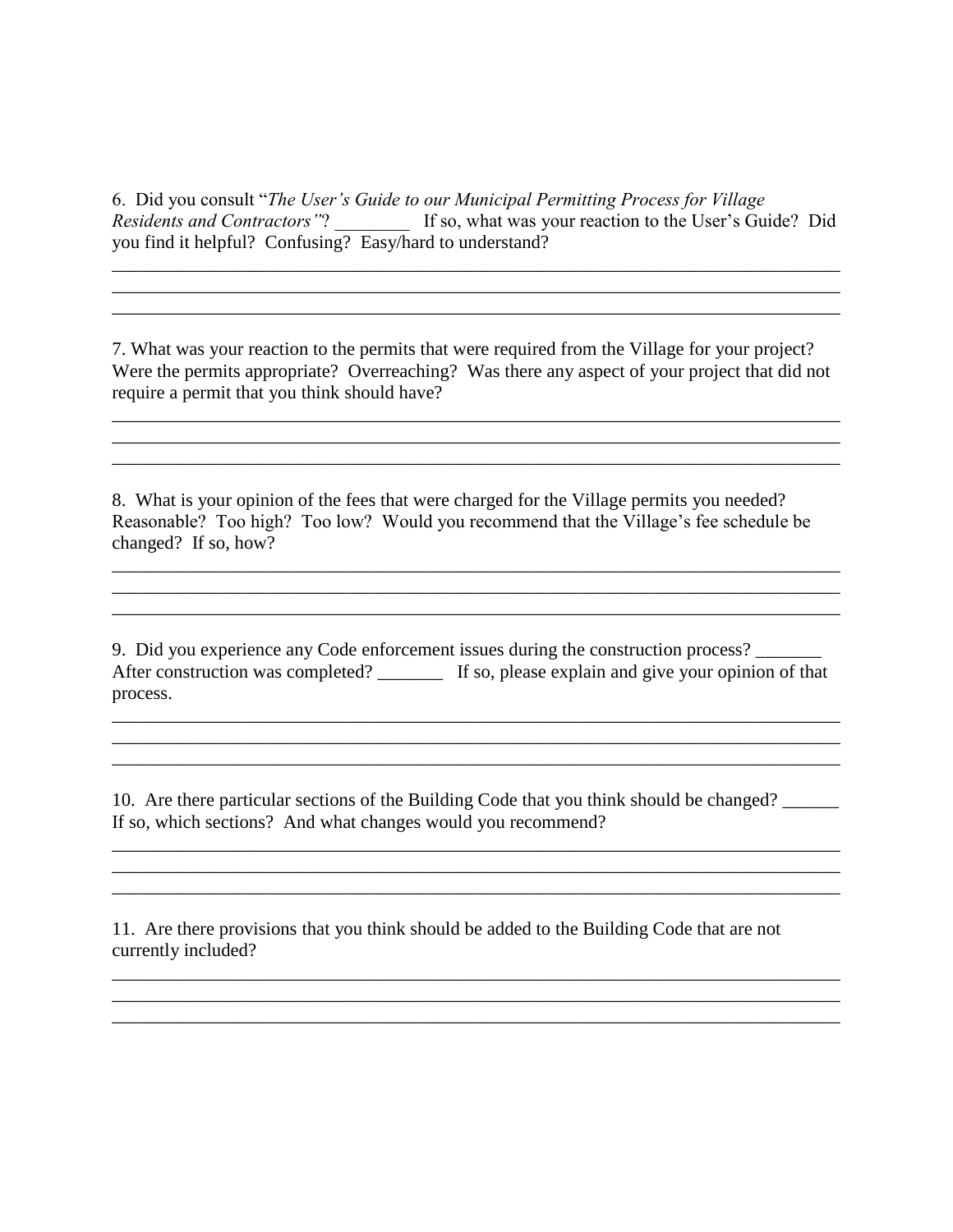6. Did you consult "*The User's Guide to our Municipal Permitting Process for Village Residents and Contractors"*? ________ If so, what was your reaction to the User's Guide? Did you find it helpful? Confusing? Easy/hard to understand?

_______________________________________________________________________________
_______________________________________________________________________________
_______________________________________________________________________________

7. What was your reaction to the permits that were required from the Village for your project? Were the permits appropriate? Overreaching? Was there any aspect of your project that did not require a permit that you think should have?

_______________________________________________________________________________
_______________________________________________________________________________
_______________________________________________________________________________

8. What is your opinion of the fees that were charged for the Village permits you needed? Reasonable? Too high? Too low? Would you recommend that the Village's fee schedule be changed? If so, how?

_______________________________________________________________________________
_______________________________________________________________________________
_______________________________________________________________________________

9. Did you experience any Code enforcement issues during the construction process? _______ After construction was completed? _______ If so, please explain and give your opinion of that process.

_______________________________________________________________________________
_______________________________________________________________________________
_______________________________________________________________________________

10. Are there particular sections of the Building Code that you think should be changed? ______ If so, which sections? And what changes would you recommend?

_______________________________________________________________________________
_______________________________________________________________________________
_______________________________________________________________________________

11. Are there provisions that you think should be added to the Building Code that are not currently included?

_______________________________________________________________________________
_______________________________________________________________________________
_______________________________________________________________________________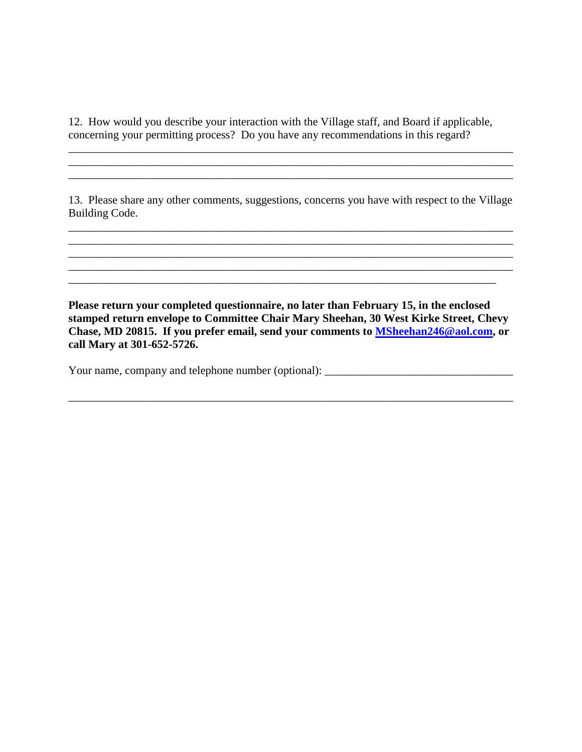12. How would you describe your interaction with the Village staff, and Board if applicable, concerning your permitting process? Do you have any recommendations in this regard?

\_\_\_\_\_\_\_\_\_\_\_\_\_\_\_\_\_\_\_\_\_\_\_\_\_\_\_\_\_\_\_\_\_\_\_\_\_\_\_\_\_\_\_\_\_\_\_\_\_\_\_\_\_\_\_\_\_\_\_\_\_\_\_\_\_\_\_\_\_\_\_\_\_\_\_\_
\_\_\_\_\_\_\_\_\_\_\_\_\_\_\_\_\_\_\_\_\_\_\_\_\_\_\_\_\_\_\_\_\_\_\_\_\_\_\_\_\_\_\_\_\_\_\_\_\_\_\_\_\_\_\_\_\_\_\_\_\_\_\_\_\_\_\_\_\_\_\_\_\_\_\_\_
\_\_\_\_\_\_\_\_\_\_\_\_\_\_\_\_\_\_\_\_\_\_\_\_\_\_\_\_\_\_\_\_\_\_\_\_\_\_\_\_\_\_\_\_\_\_\_\_\_\_\_\_\_\_\_\_\_\_\_\_\_\_\_\_\_\_\_\_\_\_\_\_\_\_\_\_

13. Please share any other comments, suggestions, concerns you have with respect to the Village Building Code.

\_\_\_\_\_\_\_\_\_\_\_\_\_\_\_\_\_\_\_\_\_\_\_\_\_\_\_\_\_\_\_\_\_\_\_\_\_\_\_\_\_\_\_\_\_\_\_\_\_\_\_\_\_\_\_\_\_\_\_\_\_\_\_\_\_\_\_\_\_\_\_\_\_\_\_\_
\_\_\_\_\_\_\_\_\_\_\_\_\_\_\_\_\_\_\_\_\_\_\_\_\_\_\_\_\_\_\_\_\_\_\_\_\_\_\_\_\_\_\_\_\_\_\_\_\_\_\_\_\_\_\_\_\_\_\_\_\_\_\_\_\_\_\_\_\_\_\_\_\_\_\_\_
\_\_\_\_\_\_\_\_\_\_\_\_\_\_\_\_\_\_\_\_\_\_\_\_\_\_\_\_\_\_\_\_\_\_\_\_\_\_\_\_\_\_\_\_\_\_\_\_\_\_\_\_\_\_\_\_\_\_\_\_\_\_\_\_\_\_\_\_\_\_\_\_\_\_\_\_
\_\_\_\_\_\_\_\_\_\_\_\_\_\_\_\_\_\_\_\_\_\_\_\_\_\_\_\_\_\_\_\_\_\_\_\_\_\_\_\_\_\_\_\_\_\_\_\_\_\_\_\_\_\_\_\_\_\_\_\_\_\_\_\_\_\_\_\_\_\_\_\_\_\_\_\_
\_\_\_\_\_\_\_\_\_\_\_\_\_\_\_\_\_\_\_\_\_\_\_\_\_\_\_\_\_\_\_\_\_\_\_\_\_\_\_\_\_\_\_\_\_\_\_\_\_\_\_\_\_\_\_\_\_\_\_\_\_\_\_\_\_\_\_\_\_\_\_\_\_

**Please return your completed questionnaire, no later than February 15, in the enclosed stamped return envelope to Committee Chair Mary Sheehan, 30 West Kirke Street, Chevy Chase, MD 20815. If you prefer email, send your comments to MSheehan246@aol.com, or call Mary at 301-652-5726.**

Your name, company and telephone number (optional): \_\_\_\_\_\_\_\_\_\_\_\_\_\_\_\_\_\_\_\_\_\_\_\_\_\_\_\_\_\_\_\_

\_\_\_\_\_\_\_\_\_\_\_\_\_\_\_\_\_\_\_\_\_\_\_\_\_\_\_\_\_\_\_\_\_\_\_\_\_\_\_\_\_\_\_\_\_\_\_\_\_\_\_\_\_\_\_\_\_\_\_\_\_\_\_\_\_\_\_\_\_\_\_\_\_\_\_\_